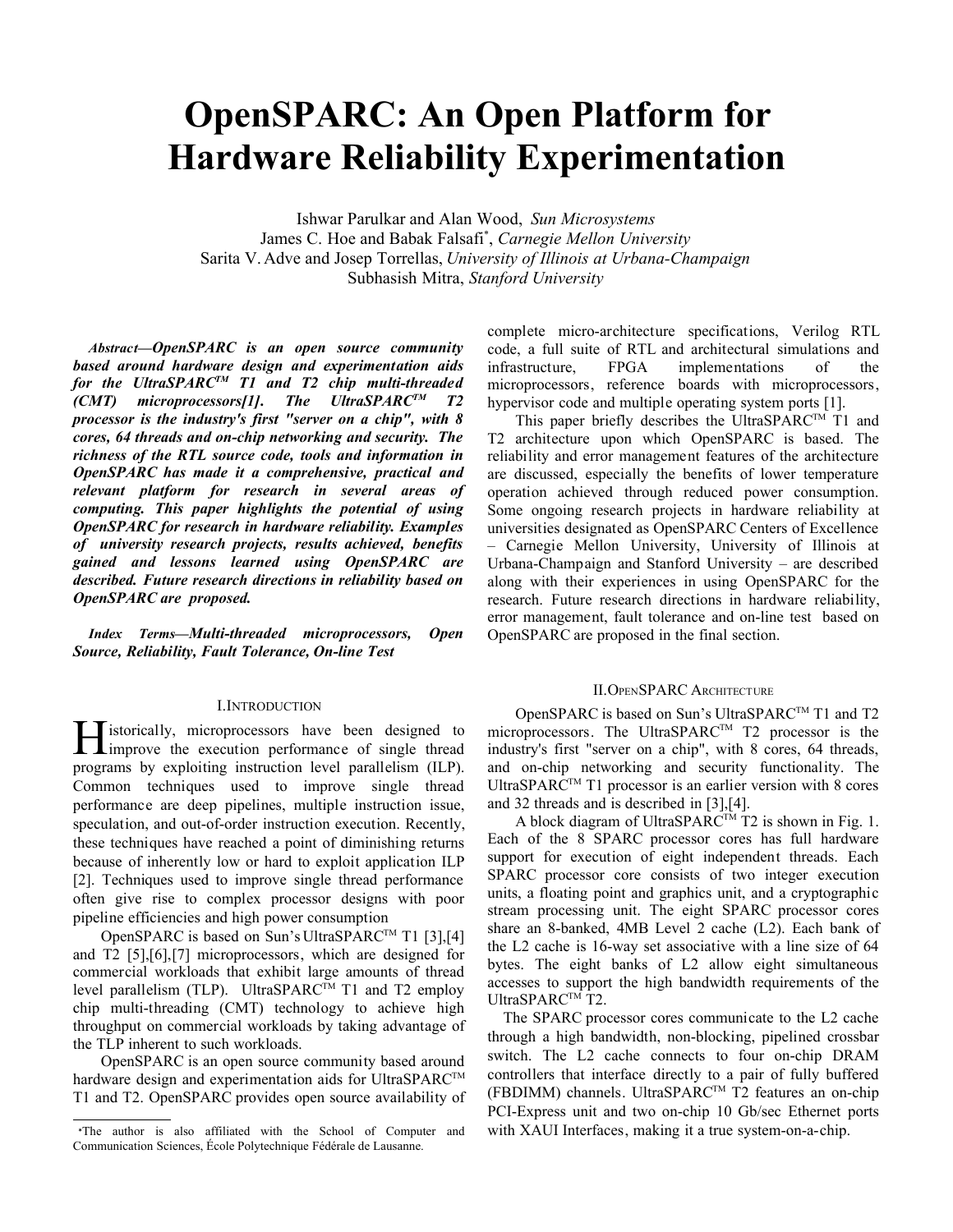# OpenSPARC: An Open Platform for Hardware Reliability Experimentation

Ishwar Parulkar and Alan Wood, *Sun Microsystems*
James C. Hoe and Babak Falsafi*, *Carnegie Mellon University*
Sarita V. Adve and Josep Torrellas, *University of Illinois at Urbana-Champaign*
Subhasish Mitra, *Stanford University*

***Abstract*—OpenSPARC is an open source community based around hardware design and experimentation aids for the UltraSPARC™ T1 and T2 chip multi-threaded (CMT) microprocessors[1]. The UltraSPARC™ T2 processor is the industry's first "server on a chip", with 8 cores, 64 threads and on-chip networking and security. The richness of the RTL source code, tools and information in OpenSPARC has made it a comprehensive, practical and relevant platform for research in several areas of computing. This paper highlights the potential of using OpenSPARC for research in hardware reliability. Examples of university research projects, results achieved, benefits gained and lessons learned using OpenSPARC are described. Future research directions in reliability based on OpenSPARC are proposed.**

***Index Terms*—Multi-threaded microprocessors, Open Source, Reliability, Fault Tolerance, On-line Test**

## I. Introduction

Historically, microprocessors have been designed to improve the execution performance of single thread programs by exploiting instruction level parallelism (ILP). Common techniques used to improve single thread performance are deep pipelines, multiple instruction issue, speculation, and out-of-order instruction execution. Recently, these techniques have reached a point of diminishing returns because of inherently low or hard to exploit application ILP [2]. Techniques used to improve single thread performance often give rise to complex processor designs with poor pipeline efficiencies and high power consumption

OpenSPARC is based on Sun's UltraSPARC™ T1 [3],[4] and T2 [5],[6],[7] microprocessors, which are designed for commercial workloads that exhibit large amounts of thread level parallelism (TLP). UltraSPARC™ T1 and T2 employ chip multi-threading (CMT) technology to achieve high throughput on commercial workloads by taking advantage of the TLP inherent to such workloads.

OpenSPARC is an open source community based around hardware design and experimentation aids for UltraSPARC™ T1 and T2. OpenSPARC provides open source availability of complete micro-architecture specifications, Verilog RTL code, a full suite of RTL and architectural simulations and infrastructure, FPGA implementations of the microprocessors, reference boards with microprocessors, hypervisor code and multiple operating system ports [1].

This paper briefly describes the UltraSPARC™ T1 and T2 architecture upon which OpenSPARC is based. The reliability and error management features of the architecture are discussed, especially the benefits of lower temperature operation achieved through reduced power consumption. Some ongoing research projects in hardware reliability at universities designated as OpenSPARC Centers of Excellence – Carnegie Mellon University, University of Illinois at Urbana-Champaign and Stanford University – are described along with their experiences in using OpenSPARC for the research. Future research directions in hardware reliability, error management, fault tolerance and on-line test based on OpenSPARC are proposed in the final section.

## II. OpenSPARC Architecture

OpenSPARC is based on Sun's UltraSPARC™ T1 and T2 microprocessors. The UltraSPARC™ T2 processor is the industry's first "server on a chip", with 8 cores, 64 threads, and on-chip networking and security functionality. The UltraSPARC™ T1 processor is an earlier version with 8 cores and 32 threads and is described in [3],[4].

A block diagram of UltraSPARC™ T2 is shown in Fig. 1. Each of the 8 SPARC processor cores has full hardware support for execution of eight independent threads. Each SPARC processor core consists of two integer execution units, a floating point and graphics unit, and a cryptographic stream processing unit. The eight SPARC processor cores share an 8-banked, 4MB Level 2 cache (L2). Each bank of the L2 cache is 16-way set associative with a line size of 64 bytes. The eight banks of L2 allow eight simultaneous accesses to support the high bandwidth requirements of the UltraSPARC™ T2.

The SPARC processor cores communicate to the L2 cache through a high bandwidth, non-blocking, pipelined crossbar switch. The L2 cache connects to four on-chip DRAM controllers that interface directly to a pair of fully buffered (FBDIMM) channels. UltraSPARC™ T2 features an on-chip PCI-Express unit and two on-chip 10 Gb/sec Ethernet ports with XAUI Interfaces, making it a true system-on-a-chip.

*The author is also affiliated with the School of Computer and Communication Sciences, École Polytechnique Fédérale de Lausanne.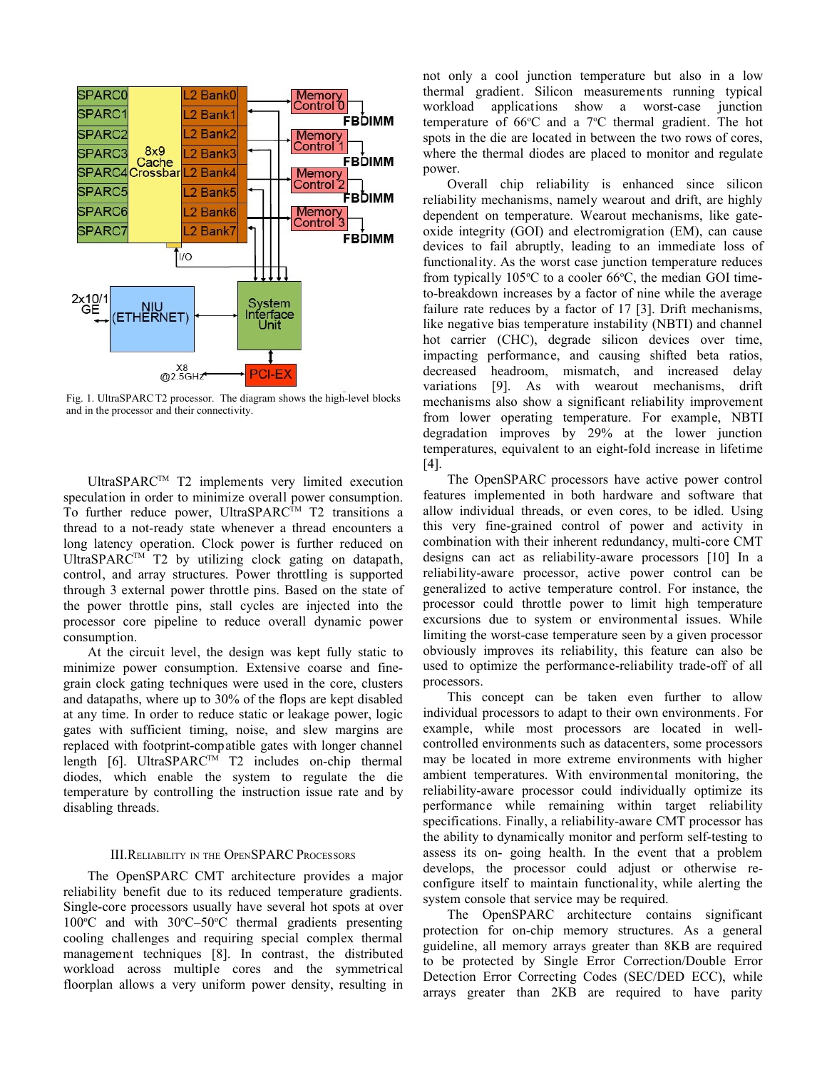Fig. 1. UltraSPARC T2 processor. The diagram shows the high-level blocks and in the processor and their connectivity.

UltraSPARC™ T2 implements very limited execution speculation in order to minimize overall power consumption. To further reduce power, UltraSPARC™ T2 transitions a thread to a not-ready state whenever a thread encounters a long latency operation. Clock power is further reduced on UltraSPARC™ T2 by utilizing clock gating on datapath, control, and array structures. Power throttling is supported through 3 external power throttle pins. Based on the state of the power throttle pins, stall cycles are injected into the processor core pipeline to reduce overall dynamic power consumption.

At the circuit level, the design was kept fully static to minimize power consumption. Extensive coarse and fine-grain clock gating techniques were used in the core, clusters and datapaths, where up to 30% of the flops are kept disabled at any time. In order to reduce static or leakage power, logic gates with sufficient timing, noise, and slew margins are replaced with footprint-compatible gates with longer channel length [6]. UltraSPARC™ T2 includes on-chip thermal diodes, which enable the system to regulate the die temperature by controlling the instruction issue rate and by disabling threads.

## III. Reliability in the OpenSPARC Processors

The OpenSPARC CMT architecture provides a major reliability benefit due to its reduced temperature gradients. Single-core processors usually have several hot spots at over 100ºC and with 30ºC–50ºC thermal gradients presenting cooling challenges and requiring special complex thermal management techniques [8]. In contrast, the distributed workload across multiple cores and the symmetrical floorplan allows a very uniform power density, resulting in not only a cool junction temperature but also in a low thermal gradient. Silicon measurements running typical workload applications show a worst-case junction temperature of 66ºC and a 7ºC thermal gradient. The hot spots in the die are located in between the two rows of cores, where the thermal diodes are placed to monitor and regulate power.

Overall chip reliability is enhanced since silicon reliability mechanisms, namely wearout and drift, are highly dependent on temperature. Wearout mechanisms, like gate-oxide integrity (GOI) and electromigration (EM), can cause devices to fail abruptly, leading to an immediate loss of functionality. As the worst case junction temperature reduces from typically 105ºC to a cooler 66ºC, the median GOI time-to-breakdown increases by a factor of nine while the average failure rate reduces by a factor of 17 [3]. Drift mechanisms, like negative bias temperature instability (NBTI) and channel hot carrier (CHC), degrade silicon devices over time, impacting performance, and causing shifted beta ratios, decreased headroom, mismatch, and increased delay variations [9]. As with wearout mechanisms, drift mechanisms also show a significant reliability improvement from lower operating temperature. For example, NBTI degradation improves by 29% at the lower junction temperatures, equivalent to an eight-fold increase in lifetime [4].

The OpenSPARC processors have active power control features implemented in both hardware and software that allow individual threads, or even cores, to be idled. Using this very fine-grained control of power and activity in combination with their inherent redundancy, multi-core CMT designs can act as reliability-aware processors [10] In a reliability-aware processor, active power control can be generalized to active temperature control. For instance, the processor could throttle power to limit high temperature excursions due to system or environmental issues. While limiting the worst-case temperature seen by a given processor obviously improves its reliability, this feature can also be used to optimize the performance-reliability trade-off of all processors.

This concept can be taken even further to allow individual processors to adapt to their own environments. For example, while most processors are located in well-controlled environments such as datacenters, some processors may be located in more extreme environments with higher ambient temperatures. With environmental monitoring, the reliability-aware processor could individually optimize its performance while remaining within target reliability specifications. Finally, a reliability-aware CMT processor has the ability to dynamically monitor and perform self-testing to assess its on- going health. In the event that a problem develops, the processor could adjust or otherwise re-configure itself to maintain functionality, while alerting the system console that service may be required.

The OpenSPARC architecture contains significant protection for on-chip memory structures. As a general guideline, all memory arrays greater than 8KB are required to be protected by Single Error Correction/Double Error Detection Error Correcting Codes (SEC/DED ECC), while arrays greater than 2KB are required to have parity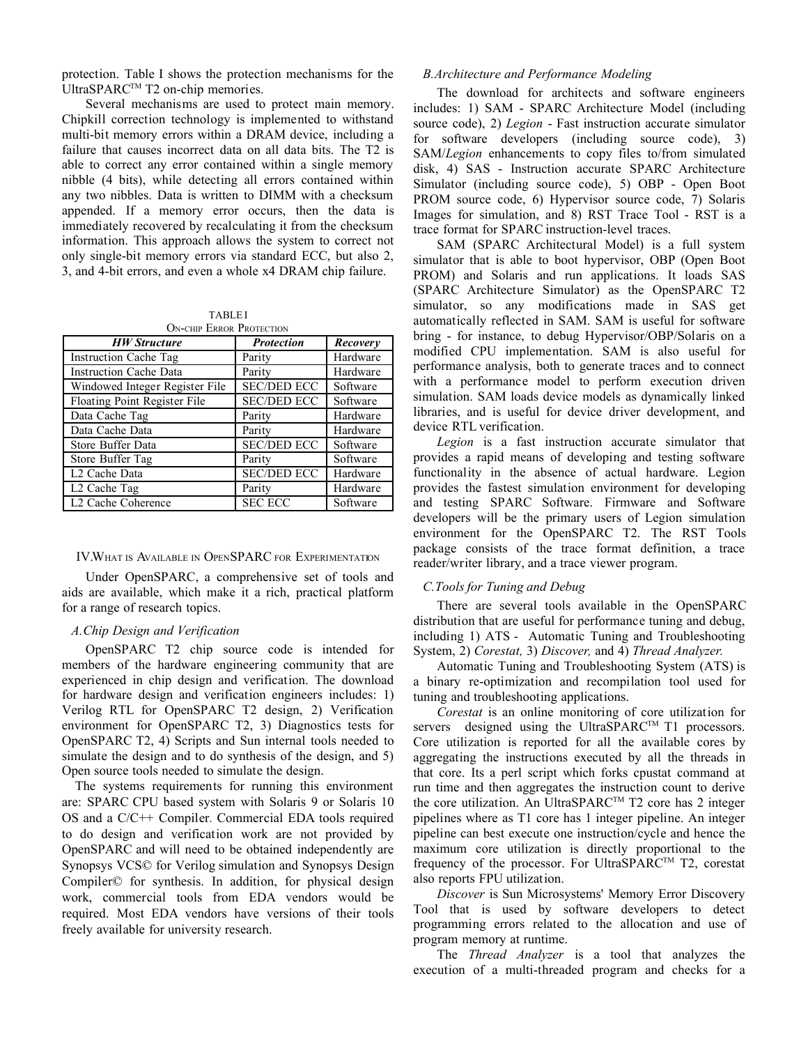protection. Table I shows the protection mechanisms for the UltraSPARC™ T2 on-chip memories.

Several mechanisms are used to protect main memory. Chipkill correction technology is implemented to withstand multi-bit memory errors within a DRAM device, including a failure that causes incorrect data on all data bits. The T2 is able to correct any error contained within a single memory nibble (4 bits), while detecting all errors contained within any two nibbles. Data is written to DIMM with a checksum appended. If a memory error occurs, then the data is immediately recovered by recalculating it from the checksum information. This approach allows the system to correct not only single-bit memory errors via standard ECC, but also 2, 3, and 4-bit errors, and even a whole x4 DRAM chip failure.

TABLE I
ON-CHIP ERROR PROTECTION

| *HW Structure* | *Protection* | *Recovery* |
|---|---|---|
| Instruction Cache Tag | Parity | Hardware |
| Instruction Cache Data | Parity | Hardware |
| Windowed Integer Register File | SEC/DED ECC | Software |
| Floating Point Register File | SEC/DED ECC | Software |
| Data Cache Tag | Parity | Hardware |
| Data Cache Data | Parity | Hardware |
| Store Buffer Data | SEC/DED ECC | Software |
| Store Buffer Tag | Parity | Software |
| L2 Cache Data | SEC/DED ECC | Hardware |
| L2 Cache Tag | Parity | Hardware |
| L2 Cache Coherence | SEC ECC | Software |

## IV. What is Available in OpenSPARC for Experimentation

Under OpenSPARC, a comprehensive set of tools and aids are available, which make it a rich, practical platform for a range of research topics.

### *A. Chip Design and Verification*

OpenSPARC T2 chip source code is intended for members of the hardware engineering community that are experienced in chip design and verification. The download for hardware design and verification engineers includes: 1) Verilog RTL for OpenSPARC T2 design, 2) Verification environment for OpenSPARC T2, 3) Diagnostics tests for OpenSPARC T2, 4) Scripts and Sun internal tools needed to simulate the design and to do synthesis of the design, and 5) Open source tools needed to simulate the design.

The systems requirements for running this environment are: SPARC CPU based system with Solaris 9 or Solaris 10 OS and a C/C++ Compiler. Commercial EDA tools required to do design and verification work are not provided by OpenSPARC and will need to be obtained independently are Synopsys VCS© for Verilog simulation and Synopsys Design Compiler© for synthesis. In addition, for physical design work, commercial tools from EDA vendors would be required. Most EDA vendors have versions of their tools freely available for university research.

### *B. Architecture and Performance Modeling*

The download for architects and software engineers includes: 1) SAM - SPARC Architecture Model (including source code), 2) *Legion* - Fast instruction accurate simulator for software developers (including source code), 3) SAM/*Legion* enhancements to copy files to/from simulated disk, 4) SAS - Instruction accurate SPARC Architecture Simulator (including source code), 5) OBP - Open Boot PROM source code, 6) Hypervisor source code, 7) Solaris Images for simulation, and 8) RST Trace Tool - RST is a trace format for SPARC instruction-level traces.

SAM (SPARC Architectural Model) is a full system simulator that is able to boot hypervisor, OBP (Open Boot PROM) and Solaris and run applications. It loads SAS (SPARC Architecture Simulator) as the OpenSPARC T2 simulator, so any modifications made in SAS get automatically reflected in SAM. SAM is useful for software bring - for instance, to debug Hypervisor/OBP/Solaris on a modified CPU implementation. SAM is also useful for performance analysis, both to generate traces and to connect with a performance model to perform execution driven simulation. SAM loads device models as dynamically linked libraries, and is useful for device driver development, and device RTL verification.

*Legion* is a fast instruction accurate simulator that provides a rapid means of developing and testing software functionality in the absence of actual hardware. Legion provides the fastest simulation environment for developing and testing SPARC Software. Firmware and Software developers will be the primary users of Legion simulation environment for the OpenSPARC T2. The RST Tools package consists of the trace format definition, a trace reader/writer library, and a trace viewer program.

### *C. Tools for Tuning and Debug*

There are several tools available in the OpenSPARC distribution that are useful for performance tuning and debug, including 1) ATS - Automatic Tuning and Troubleshooting System, 2) *Corestat,* 3) *Discover,* and 4) *Thread Analyzer.*

Automatic Tuning and Troubleshooting System (ATS) is a binary re-optimization and recompilation tool used for tuning and troubleshooting applications.

*Corestat* is an online monitoring of core utilization for servers designed using the UltraSPARC™ T1 processors. Core utilization is reported for all the available cores by aggregating the instructions executed by all the threads in that core. Its a perl script which forks cpustat command at run time and then aggregates the instruction count to derive the core utilization. An UltraSPARC™ T2 core has 2 integer pipelines where as T1 core has 1 integer pipeline. An integer pipeline can best execute one instruction/cycle and hence the maximum core utilization is directly proportional to the frequency of the processor. For UltraSPARC™ T2, corestat also reports FPU utilization.

*Discover* is Sun Microsystems' Memory Error Discovery Tool that is used by software developers to detect programming errors related to the allocation and use of program memory at runtime.

The *Thread Analyzer* is a tool that analyzes the execution of a multi-threaded program and checks for a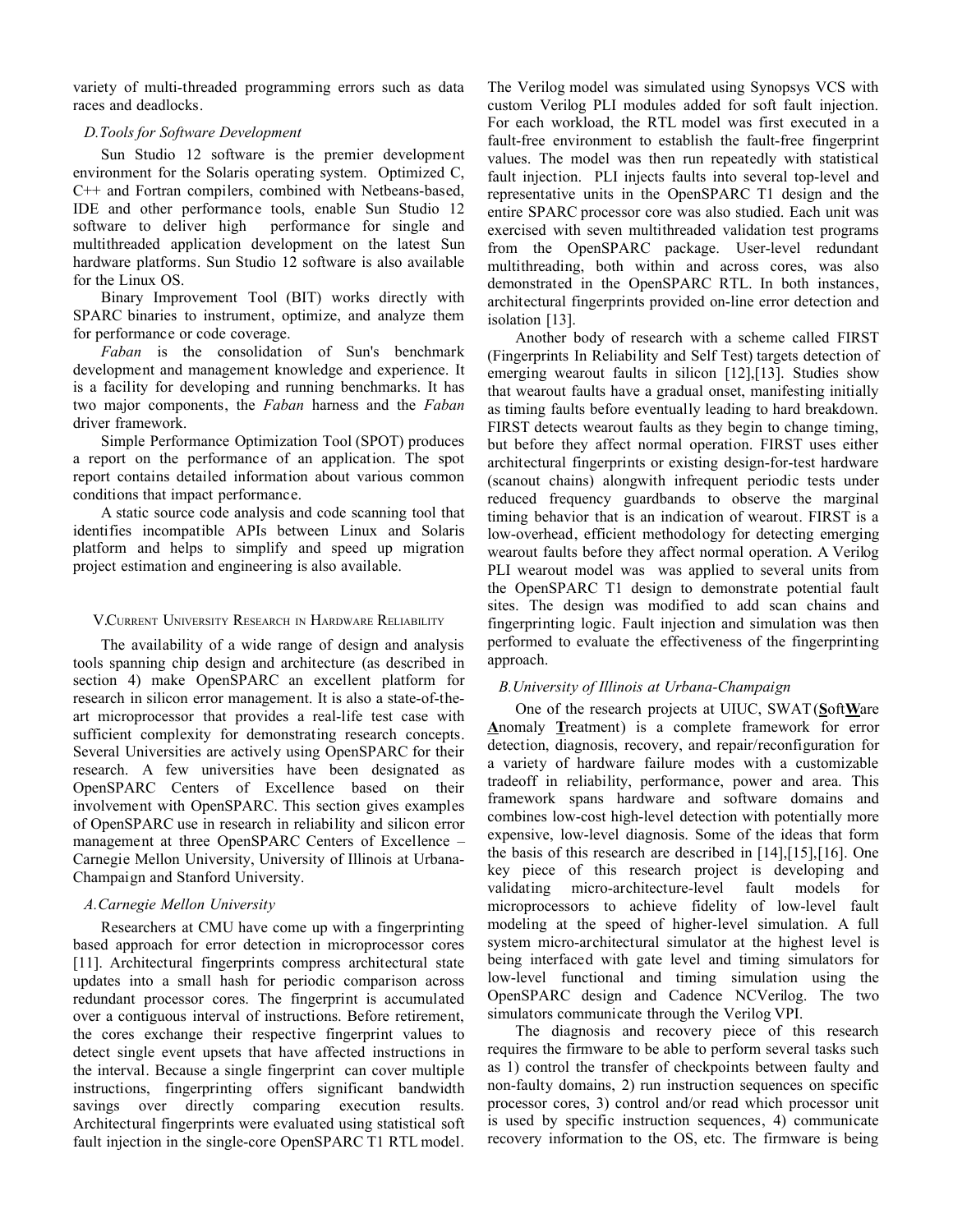variety of multi-threaded programming errors such as data races and deadlocks.

### D. Tools for Software Development

Sun Studio 12 software is the premier development environment for the Solaris operating system. Optimized C, C++ and Fortran compilers, combined with Netbeans-based, IDE and other performance tools, enable Sun Studio 12 software to deliver high performance for single and multithreaded application development on the latest Sun hardware platforms. Sun Studio 12 software is also available for the Linux OS.

Binary Improvement Tool (BIT) works directly with SPARC binaries to instrument, optimize, and analyze them for performance or code coverage.

*Faban* is the consolidation of Sun's benchmark development and management knowledge and experience. It is a facility for developing and running benchmarks. It has two major components, the *Faban* harness and the *Faban* driver framework.

Simple Performance Optimization Tool (SPOT) produces a report on the performance of an application. The spot report contains detailed information about various common conditions that impact performance.

A static source code analysis and code scanning tool that identifies incompatible APIs between Linux and Solaris platform and helps to simplify and speed up migration project estimation and engineering is also available.

## V. Current University Research in Hardware Reliability

The availability of a wide range of design and analysis tools spanning chip design and architecture (as described in section 4) make OpenSPARC an excellent platform for research in silicon error management. It is also a state-of-the-art microprocessor that provides a real-life test case with sufficient complexity for demonstrating research concepts. Several Universities are actively using OpenSPARC for their research. A few universities have been designated as OpenSPARC Centers of Excellence based on their involvement with OpenSPARC. This section gives examples of OpenSPARC use in research in reliability and silicon error management at three OpenSPARC Centers of Excellence – Carnegie Mellon University, University of Illinois at Urbana-Champaign and Stanford University.

### A. Carnegie Mellon University

Researchers at CMU have come up with a fingerprinting based approach for error detection in microprocessor cores [11]. Architectural fingerprints compress architectural state updates into a small hash for periodic comparison across redundant processor cores. The fingerprint is accumulated over a contiguous interval of instructions. Before retirement, the cores exchange their respective fingerprint values to detect single event upsets that have affected instructions in the interval. Because a single fingerprint can cover multiple instructions, fingerprinting offers significant bandwidth savings over directly comparing execution results. Architectural fingerprints were evaluated using statistical soft fault injection in the single-core OpenSPARC T1 RTL model. The Verilog model was simulated using Synopsys VCS with custom Verilog PLI modules added for soft fault injection. For each workload, the RTL model was first executed in a fault-free environment to establish the fault-free fingerprint values. The model was then run repeatedly with statistical fault injection. PLI injects faults into several top-level and representative units in the OpenSPARC T1 design and the entire SPARC processor core was also studied. Each unit was exercised with seven multithreaded validation test programs from the OpenSPARC package. User-level redundant multithreading, both within and across cores, was also demonstrated in the OpenSPARC RTL. In both instances, architectural fingerprints provided on-line error detection and isolation [13].

Another body of research with a scheme called FIRST (Fingerprints In Reliability and Self Test) targets detection of emerging wearout faults in silicon [12],[13]. Studies show that wearout faults have a gradual onset, manifesting initially as timing faults before eventually leading to hard breakdown. FIRST detects wearout faults as they begin to change timing, but before they affect normal operation. FIRST uses either architectural fingerprints or existing design-for-test hardware (scanout chains) alongwith infrequent periodic tests under reduced frequency guardbands to observe the marginal timing behavior that is an indication of wearout. FIRST is a low-overhead, efficient methodology for detecting emerging wearout faults before they affect normal operation. A Verilog PLI wearout model was was applied to several units from the OpenSPARC T1 design to demonstrate potential fault sites. The design was modified to add scan chains and fingerprinting logic. Fault injection and simulation was then performed to evaluate the effectiveness of the fingerprinting approach.

### B. University of Illinois at Urbana-Champaign

One of the research projects at UIUC, SWAT (**S**oft**W**are **A**nomaly **T**reatment) is a complete framework for error detection, diagnosis, recovery, and repair/reconfiguration for a variety of hardware failure modes with a customizable tradeoff in reliability, performance, power and area. This framework spans hardware and software domains and combines low-cost high-level detection with potentially more expensive, low-level diagnosis. Some of the ideas that form the basis of this research are described in [14],[15],[16]. One key piece of this research project is developing and validating micro-architecture-level fault models for microprocessors to achieve fidelity of low-level fault modeling at the speed of higher-level simulation. A full system micro-architectural simulator at the highest level is being interfaced with gate level and timing simulators for low-level functional and timing simulation using the OpenSPARC design and Cadence NCVerilog. The two simulators communicate through the Verilog VPI.

The diagnosis and recovery piece of this research requires the firmware to be able to perform several tasks such as 1) control the transfer of checkpoints between faulty and non-faulty domains, 2) run instruction sequences on specific processor cores, 3) control and/or read which processor unit is used by specific instruction sequences, 4) communicate recovery information to the OS, etc. The firmware is being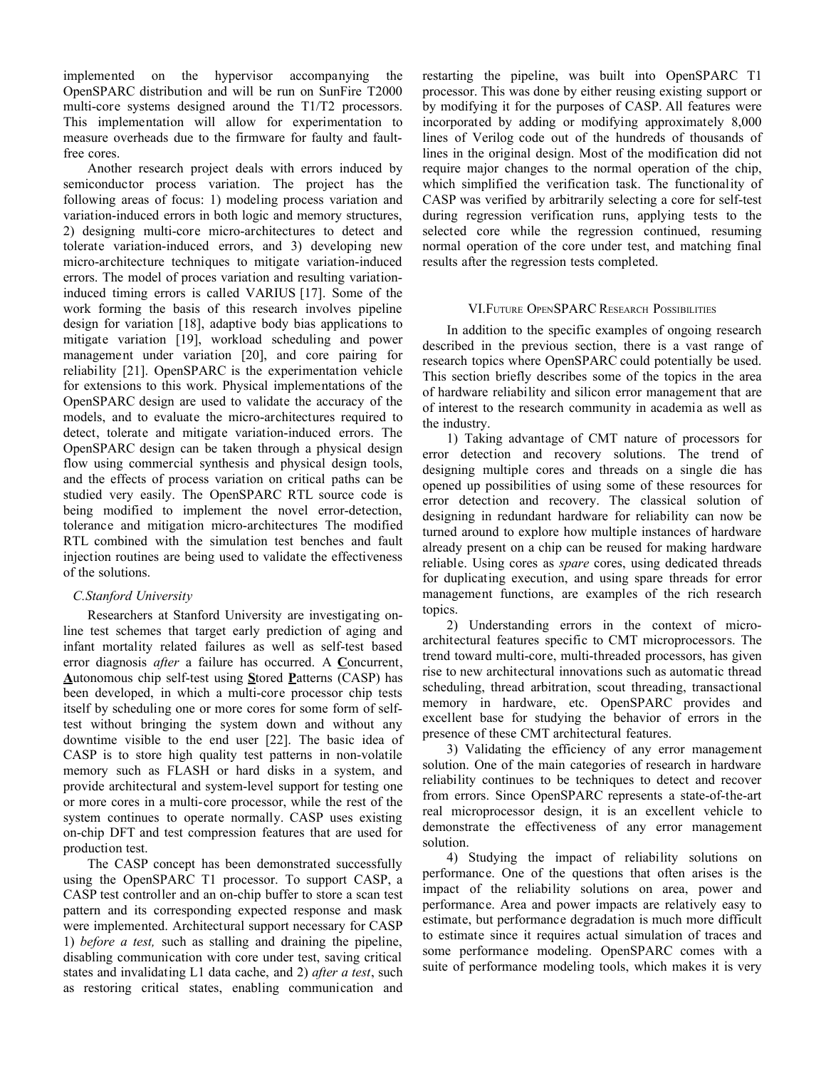implemented on the hypervisor accompanying the OpenSPARC distribution and will be run on SunFire T2000 multi-core systems designed around the T1/T2 processors. This implementation will allow for experimentation to measure overheads due to the firmware for faulty and fault-free cores.

Another research project deals with errors induced by semiconductor process variation. The project has the following areas of focus: 1) modeling process variation and variation-induced errors in both logic and memory structures, 2) designing multi-core micro-architectures to detect and tolerate variation-induced errors, and 3) developing new micro-architecture techniques to mitigate variation-induced errors. The model of proces variation and resulting variation-induced timing errors is called VARIUS [17]. Some of the work forming the basis of this research involves pipeline design for variation [18], adaptive body bias applications to mitigate variation [19], workload scheduling and power management under variation [20], and core pairing for reliability [21]. OpenSPARC is the experimentation vehicle for extensions to this work. Physical implementations of the OpenSPARC design are used to validate the accuracy of the models, and to evaluate the micro-architectures required to detect, tolerate and mitigate variation-induced errors. The OpenSPARC design can be taken through a physical design flow using commercial synthesis and physical design tools, and the effects of process variation on critical paths can be studied very easily. The OpenSPARC RTL source code is being modified to implement the novel error-detection, tolerance and mitigation micro-architectures The modified RTL combined with the simulation test benches and fault injection routines are being used to validate the effectiveness of the solutions.

### *C.Stanford University*

Researchers at Stanford University are investigating on-line test schemes that target early prediction of aging and infant mortality related failures as well as self-test based error diagnosis *after* a failure has occurred. A **C**oncurrent, **A**utonomous chip self-test using **S**tored **P**atterns (CASP) has been developed, in which a multi-core processor chip tests itself by scheduling one or more cores for some form of self-test without bringing the system down and without any downtime visible to the end user [22]. The basic idea of CASP is to store high quality test patterns in non-volatile memory such as FLASH or hard disks in a system, and provide architectural and system-level support for testing one or more cores in a multi-core processor, while the rest of the system continues to operate normally. CASP uses existing on-chip DFT and test compression features that are used for production test.

The CASP concept has been demonstrated successfully using the OpenSPARC T1 processor. To support CASP, a CASP test controller and an on-chip buffer to store a scan test pattern and its corresponding expected response and mask were implemented. Architectural support necessary for CASP 1) *before a test,* such as stalling and draining the pipeline, disabling communication with core under test, saving critical states and invalidating L1 data cache, and 2) *after a test*, such as restoring critical states, enabling communication and restarting the pipeline, was built into OpenSPARC T1 processor. This was done by either reusing existing support or by modifying it for the purposes of CASP. All features were incorporated by adding or modifying approximately 8,000 lines of Verilog code out of the hundreds of thousands of lines in the original design. Most of the modification did not require major changes to the normal operation of the chip, which simplified the verification task. The functionality of CASP was verified by arbitrarily selecting a core for self-test during regression verification runs, applying tests to the selected core while the regression continued, resuming normal operation of the core under test, and matching final results after the regression tests completed.

## VI. Future OpenSPARC Research Possibilities

In addition to the specific examples of ongoing research described in the previous section, there is a vast range of research topics where OpenSPARC could potentially be used. This section briefly describes some of the topics in the area of hardware reliability and silicon error management that are of interest to the research community in academia as well as the industry.

1) Taking advantage of CMT nature of processors for error detection and recovery solutions. The trend of designing multiple cores and threads on a single die has opened up possibilities of using some of these resources for error detection and recovery. The classical solution of designing in redundant hardware for reliability can now be turned around to explore how multiple instances of hardware already present on a chip can be reused for making hardware reliable. Using cores as *spare* cores, using dedicated threads for duplicating execution, and using spare threads for error management functions, are examples of the rich research topics.

2) Understanding errors in the context of micro-architectural features specific to CMT microprocessors. The trend toward multi-core, multi-threaded processors, has given rise to new architectural innovations such as automatic thread scheduling, thread arbitration, scout threading, transactional memory in hardware, etc. OpenSPARC provides and excellent base for studying the behavior of errors in the presence of these CMT architectural features.

3) Validating the efficiency of any error management solution. One of the main categories of research in hardware reliability continues to be techniques to detect and recover from errors. Since OpenSPARC represents a state-of-the-art real microprocessor design, it is an excellent vehicle to demonstrate the effectiveness of any error management solution.

4) Studying the impact of reliability solutions on performance. One of the questions that often arises is the impact of the reliability solutions on area, power and performance. Area and power impacts are relatively easy to estimate, but performance degradation is much more difficult to estimate since it requires actual simulation of traces and some performance modeling. OpenSPARC comes with a suite of performance modeling tools, which makes it is very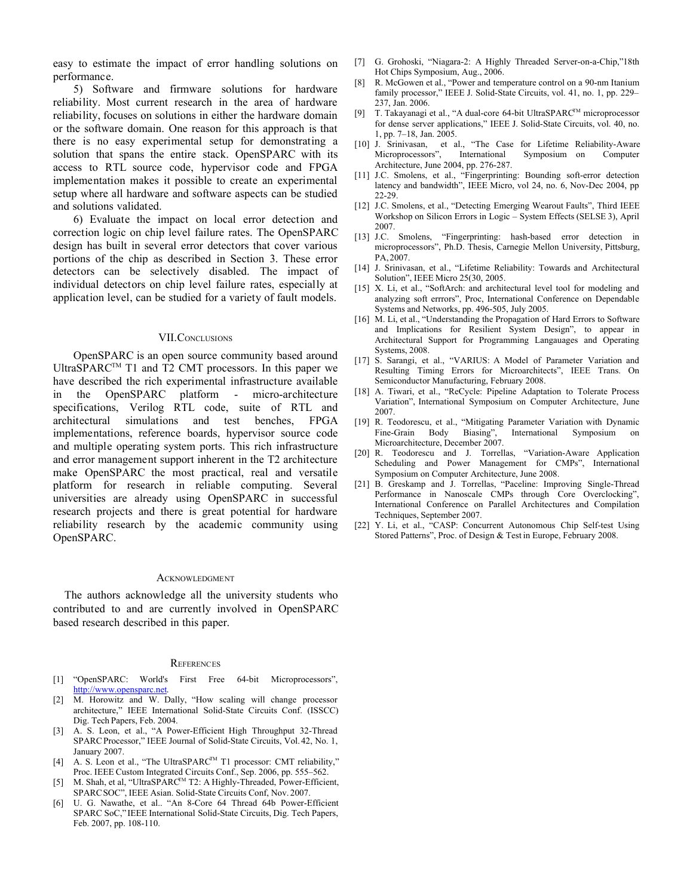easy to estimate the impact of error handling solutions on performance.

5) Software and firmware solutions for hardware reliability. Most current research in the area of hardware reliability, focuses on solutions in either the hardware domain or the software domain. One reason for this approach is that there is no easy experimental setup for demonstrating a solution that spans the entire stack. OpenSPARC with its access to RTL source code, hypervisor code and FPGA implementation makes it possible to create an experimental setup where all hardware and software aspects can be studied and solutions validated.

6) Evaluate the impact on local error detection and correction logic on chip level failure rates. The OpenSPARC design has built in several error detectors that cover various portions of the chip as described in Section 3. These error detectors can be selectively disabled. The impact of individual detectors on chip level failure rates, especially at application level, can be studied for a variety of fault models.

## VII. Conclusions

OpenSPARC is an open source community based around UltraSPARC™ T1 and T2 CMT processors. In this paper we have described the rich experimental infrastructure available in the OpenSPARC platform - micro-architecture specifications, Verilog RTL code, suite of RTL and architectural simulations and test benches, FPGA implementations, reference boards, hypervisor source code and multiple operating system ports. This rich infrastructure and error management support inherent in the T2 architecture make OpenSPARC the most practical, real and versatile platform for research in reliable computing. Several universities are already using OpenSPARC in successful research projects and there is great potential for hardware reliability research by the academic community using OpenSPARC.

## Acknowledgment

The authors acknowledge all the university students who contributed to and are currently involved in OpenSPARC based research described in this paper.

## References

[1] "OpenSPARC: World's First Free 64-bit Microprocessors", http://www.opensparc.net.

[2] M. Horowitz and W. Dally, "How scaling will change processor architecture," IEEE International Solid-State Circuits Conf. (ISSCC) Dig. Tech Papers, Feb. 2004.

[3] A. S. Leon, et al., "A Power-Efficient High Throughput 32-Thread SPARC Processor," IEEE Journal of Solid-State Circuits, Vol. 42, No. 1, January 2007.

[4] A. S. Leon et al., "The UltraSPARC™ T1 processor: CMT reliability," Proc. IEEE Custom Integrated Circuits Conf., Sep. 2006, pp. 555–562.

[5] M. Shah, et al, "UltraSPARC™ T2: A Highly-Threaded, Power-Efficient, SPARC SOC", IEEE Asian. Solid-State Circuits Conf, Nov. 2007.

[6] U. G. Nawathe, et al.. "An 8-Core 64 Thread 64b Power-Efficient SPARC SoC," IEEE International Solid-State Circuits, Dig. Tech Papers, Feb. 2007, pp. 108-110.

[7] G. Grohoski, "Niagara-2: A Highly Threaded Server-on-a-Chip,"18th Hot Chips Symposium, Aug., 2006.

[8] R. McGowen et al., "Power and temperature control on a 90-nm Itanium family processor," IEEE J. Solid-State Circuits, vol. 41, no. 1, pp. 229–237, Jan. 2006.

[9] T. Takayanagi et al., "A dual-core 64-bit UltraSPARC™ microprocessor for dense server applications," IEEE J. Solid-State Circuits, vol. 40, no. 1, pp. 7–18, Jan. 2005.

[10] J. Srinivasan, et al., "The Case for Lifetime Reliability-Aware Microprocessors", International Symposium on Computer Architecture, June 2004, pp. 276-287.

[11] J.C. Smolens, et al., "Fingerprinting: Bounding soft-error detection latency and bandwidth", IEEE Micro, vol 24, no. 6, Nov-Dec 2004, pp 22-29.

[12] J.C. Smolens, et al., "Detecting Emerging Wearout Faults", Third IEEE Workshop on Silicon Errors in Logic – System Effects (SELSE 3), April 2007.

[13] J.C. Smolens, "Fingerprinting: hash-based error detection in microprocessors", Ph.D. Thesis, Carnegie Mellon University, Pittsburg, PA, 2007.

[14] J. Srinivasan, et al., "Lifetime Reliability: Towards and Architectural Solution", IEEE Micro 25(30, 2005.

[15] X. Li, et al., "SoftArch: and architectural level tool for modeling and analyzing soft errrors", Proc, International Conference on Dependable Systems and Networks, pp. 496-505, July 2005.

[16] M. Li, et al., "Understanding the Propagation of Hard Errors to Software and Implications for Resilient System Design", to appear in Architectural Support for Programming Langauages and Operating Systems, 2008.

[17] S. Sarangi, et al., "VARIUS: A Model of Parameter Variation and Resulting Timing Errors for Microarchitects", IEEE Trans. On Semiconductor Manufacturing, February 2008.

[18] A. Tiwari, et al., "ReCycle: Pipeline Adaptation to Tolerate Process Variation", International Symposium on Computer Architecture, June 2007.

[19] R. Teodorescu, et al., "Mitigating Parameter Variation with Dynamic Fine-Grain Body Biasing", International Symposium on Microarchitecture, December 2007.

[20] R. Teodorescu and J. Torrellas, "Variation-Aware Application Scheduling and Power Management for CMPs", International Symposium on Computer Architecture, June 2008.

[21] B. Greskamp and J. Torrellas, "Paceline: Improving Single-Thread Performance in Nanoscale CMPs through Core Overclocking", International Conference on Parallel Architectures and Compilation Techniques, September 2007.

[22] Y. Li, et al., "CASP: Concurrent Autonomous Chip Self-test Using Stored Patterns", Proc. of Design & Test in Europe, February 2008.